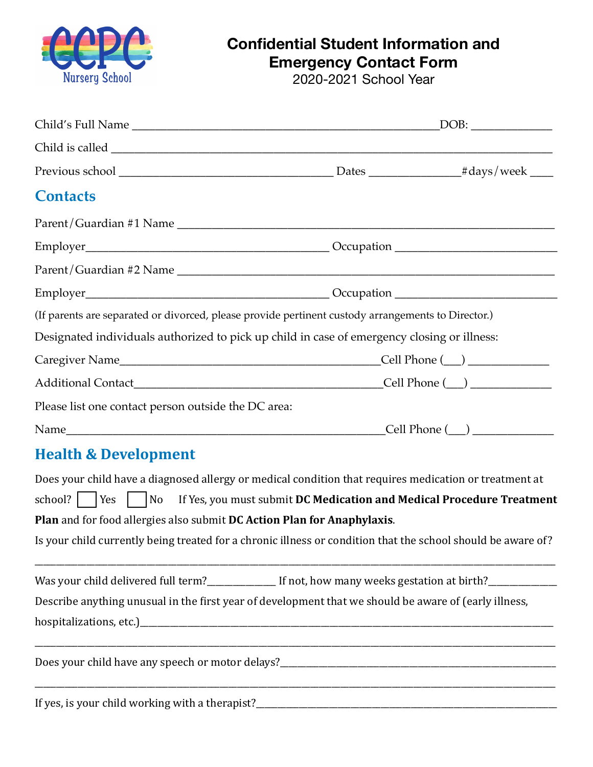CCPC Nursery School

# Confidential Student Information and Emergency Contact Form

2020-2021 School Year

Child's Full Name ______________________________________________DOB: ____________

Child is called ________________________________________________________________

Previous school ______________________________ Dates _____________#days/week ____

## Contacts

Parent/Guardian #1 Name ______________________________________________________

Employer___________________________________ Occupation _______________________

Parent/Guardian #2 Name ______________________________________________________

Employer___________________________________ Occupation _______________________

(If parents are separated or divorced, please provide pertinent custody arrangements to Director.)

Designated individuals authorized to pick up child in case of emergency closing or illness:

Caregiver Name_______________________________________Cell Phone (___) ____________

Additional Contact____________________________________Cell Phone (___) ____________

Please list one contact person outside the DC area:

Name______________________________________________Cell Phone (___) ____________

## Health & Development

Does your child have a diagnosed allergy or medical condition that requires medication or treatment at school? ☐ Yes ☐ No If Yes, you must submit **DC Medication and Medical Procedure Treatment Plan** and for food allergies also submit **DC Action Plan for Anaphylaxis**.

Is your child currently being treated for a chronic illness or condition that the school should be aware of?

_____________________________________________________________________________

Was your child delivered full term?___________ If not, how many weeks gestation at birth?___________

Describe anything unusual in the first year of development that we should be aware of (early illness, hospitalizations, etc.)_______________________________________________________________

_____________________________________________________________________________

Does your child have any speech or motor delays?_________________________________________

_____________________________________________________________________________

If yes, is your child working with a therapist?_____________________________________________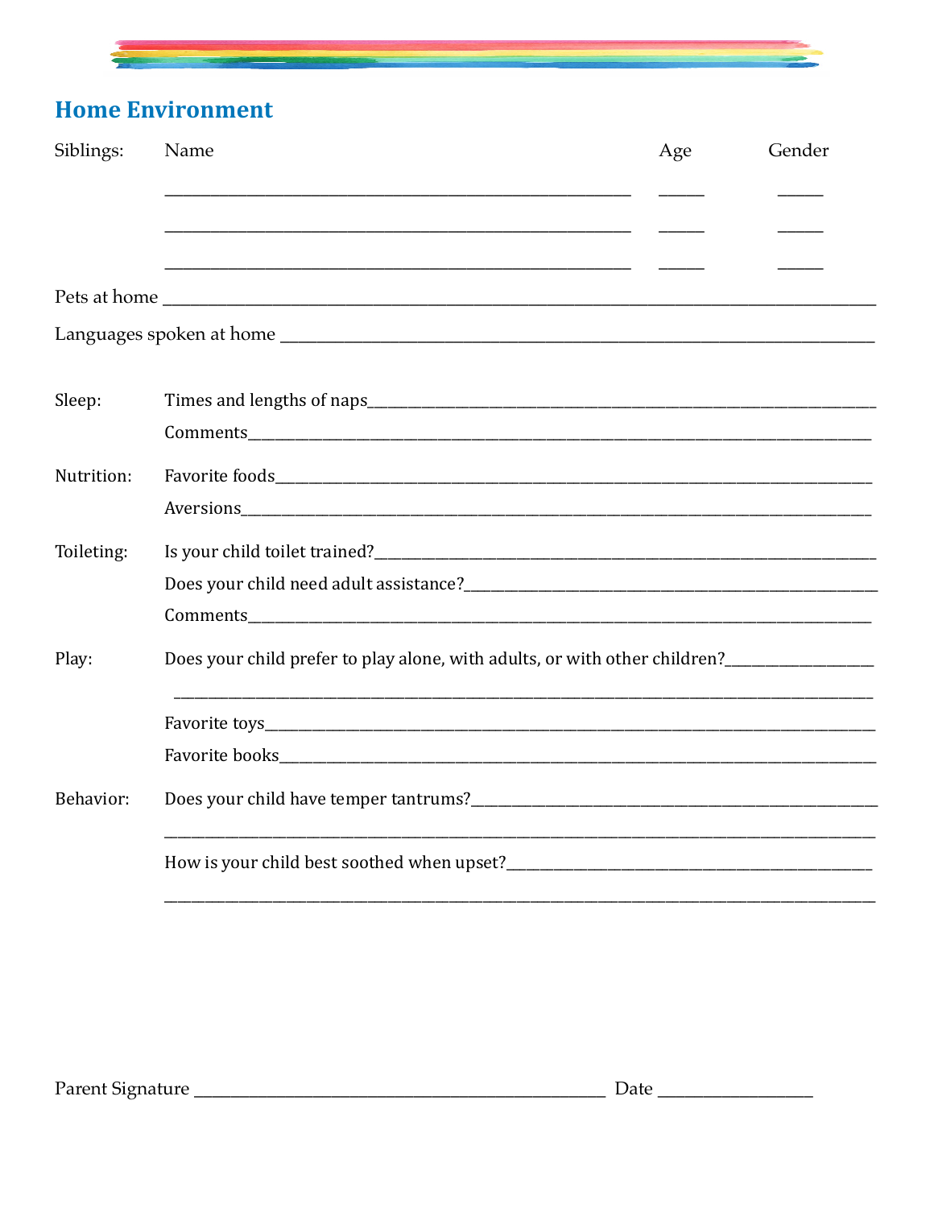## Home Environment

| Siblings: | Name | Age | Gender |
|---|---|---|---|
| | ____________________ | _____ | _____ |
| | ____________________ | _____ | _____ |
| | ____________________ | _____ | _____ |

Pets at home ______________________________________________

Languages spoken at home ______________________________________________

**Sleep:**

Times and lengths of naps ______________________________________________

Comments ______________________________________________

**Nutrition:**

Favorite foods ______________________________________________

Aversions ______________________________________________

**Toileting:**

Is your child toilet trained? ______________________________________________

Does your child need adult assistance? ______________________________________________

Comments ______________________________________________

**Play:**

Does your child prefer to play alone, with adults, or with other children? __________________

______________________________________________

Favorite toys ______________________________________________

Favorite books ______________________________________________

**Behavior:**

Does your child have temper tantrums? ______________________________________________

______________________________________________

How is your child best soothed when upset? ______________________________________________

______________________________________________

Parent Signature ______________________________ Date __________________